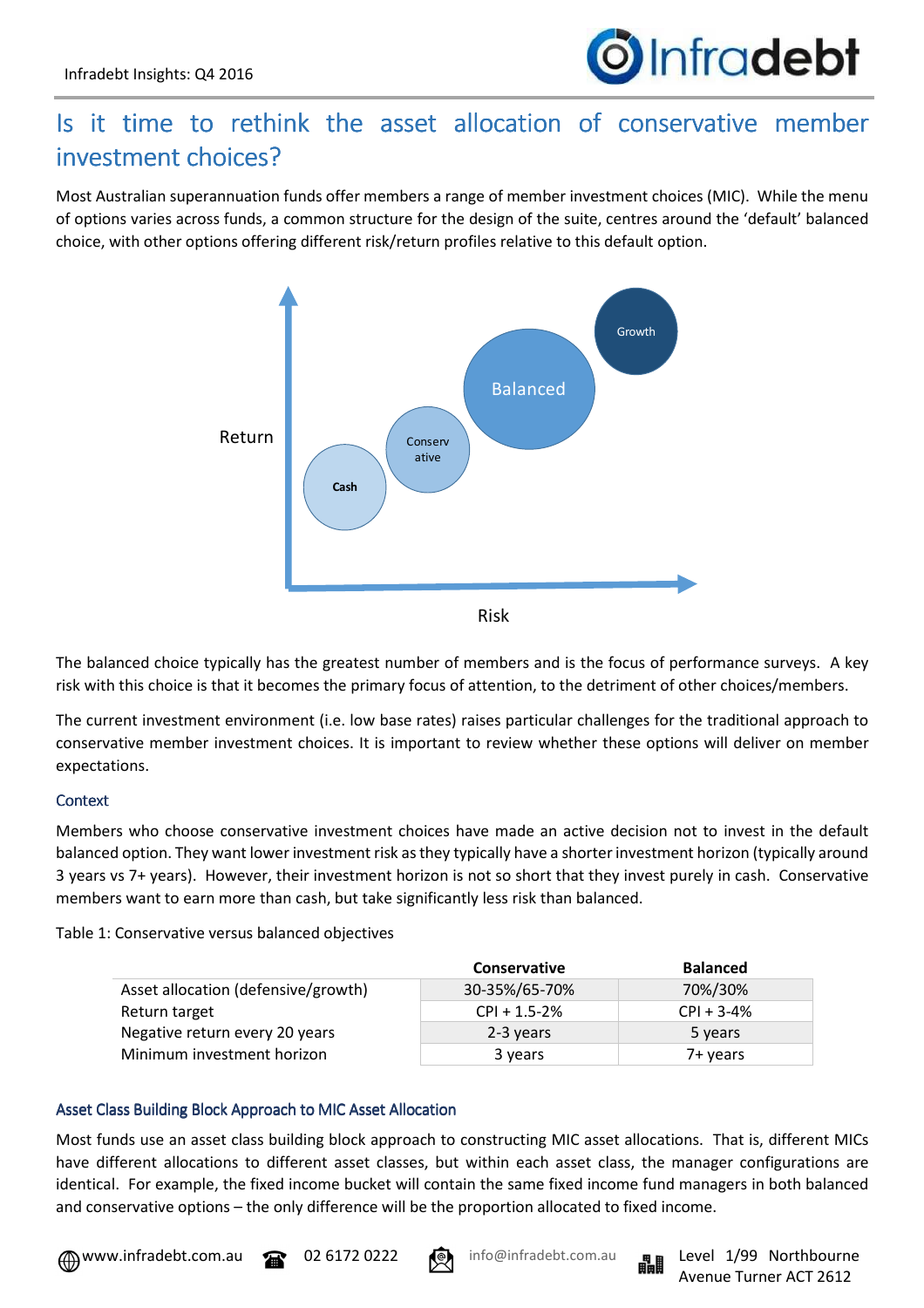# Is it time to rethink the asset allocation of conservative member investment choices?

Most Australian superannuation funds offer members a range of member investment choices (MIC). While the menu of options varies across funds, a common structure for the design of the suite, centres around the 'default' balanced choice, with other options offering different risk/return profiles relative to this default option.

The balanced choice typically has the greatest number of members and is the focus of performance surveys. A key risk with this choice is that it becomes the primary focus of attention, to the detriment of other choices/members.

The current investment environment (i.e. low base rates) raises particular challenges for the traditional approach to conservative member investment choices. It is important to review whether these options will deliver on member expectations.

## Context

Members who choose conservative investment choices have made an active decision not to invest in the default balanced option. They want lower investment risk as they typically have a shorter investment horizon (typically around 3 years vs 7+ years). However, their investment horizon is not so short that they invest purely in cash. Conservative members want to earn more than cash, but take significantly less risk than balanced.

Table 1: Conservative versus balanced objectives

| | Conservative | Balanced |
|---|---|---|
| Asset allocation (defensive/growth) | 30-35%/65-70% | 70%/30% |
| Return target | CPI + 1.5-2% | CPI + 3-4% |
| Negative return every 20 years | 2-3 years | 5 years |
| Minimum investment horizon | 3 years | 7+ years |

## Asset Class Building Block Approach to MIC Asset Allocation

Most funds use an asset class building block approach to constructing MIC asset allocations. That is, different MICs have different allocations to different asset classes, but within each asset class, the manager configurations are identical. For example, the fixed income bucket will contain the same fixed income fund managers in both balanced and conservative options – the only difference will be the proportion allocated to fixed income.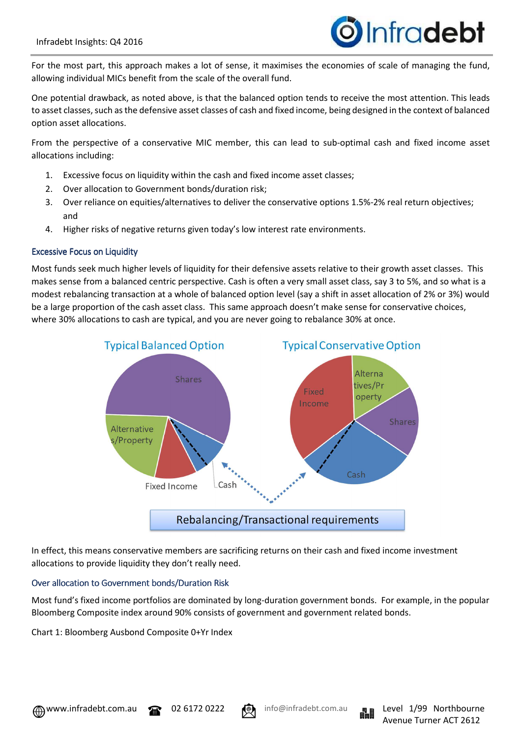For the most part, this approach makes a lot of sense, it maximises the economies of scale of managing the fund, allowing individual MICs benefit from the scale of the overall fund.

One potential drawback, as noted above, is that the balanced option tends to receive the most attention. This leads to asset classes, such as the defensive asset classes of cash and fixed income, being designed in the context of balanced option asset allocations.

From the perspective of a conservative MIC member, this can lead to sub-optimal cash and fixed income asset allocations including:

1. Excessive focus on liquidity within the cash and fixed income asset classes;
2. Over allocation to Government bonds/duration risk;
3. Over reliance on equities/alternatives to deliver the conservative options 1.5%-2% real return objectives; and
4. Higher risks of negative returns given today's low interest rate environments.

### Excessive Focus on Liquidity

Most funds seek much higher levels of liquidity for their defensive assets relative to their growth asset classes. This makes sense from a balanced centric perspective. Cash is often a very small asset class, say 3 to 5%, and so what is a modest rebalancing transaction at a whole of balanced option level (say a shift in asset allocation of 2% or 3%) would be a large proportion of the cash asset class. This same approach doesn't make sense for conservative choices, where 30% allocations to cash are typical, and you are never going to rebalance 30% at once.

Typical Balanced Option — Typical Conservative Option

Rebalancing/Transactional requirements

In effect, this means conservative members are sacrificing returns on their cash and fixed income investment allocations to provide liquidity they don't really need.

### Over allocation to Government bonds/Duration Risk

Most fund's fixed income portfolios are dominated by long-duration government bonds. For example, in the popular Bloomberg Composite index around 90% consists of government and government related bonds.

Chart 1: Bloomberg Ausbond Composite 0+Yr Index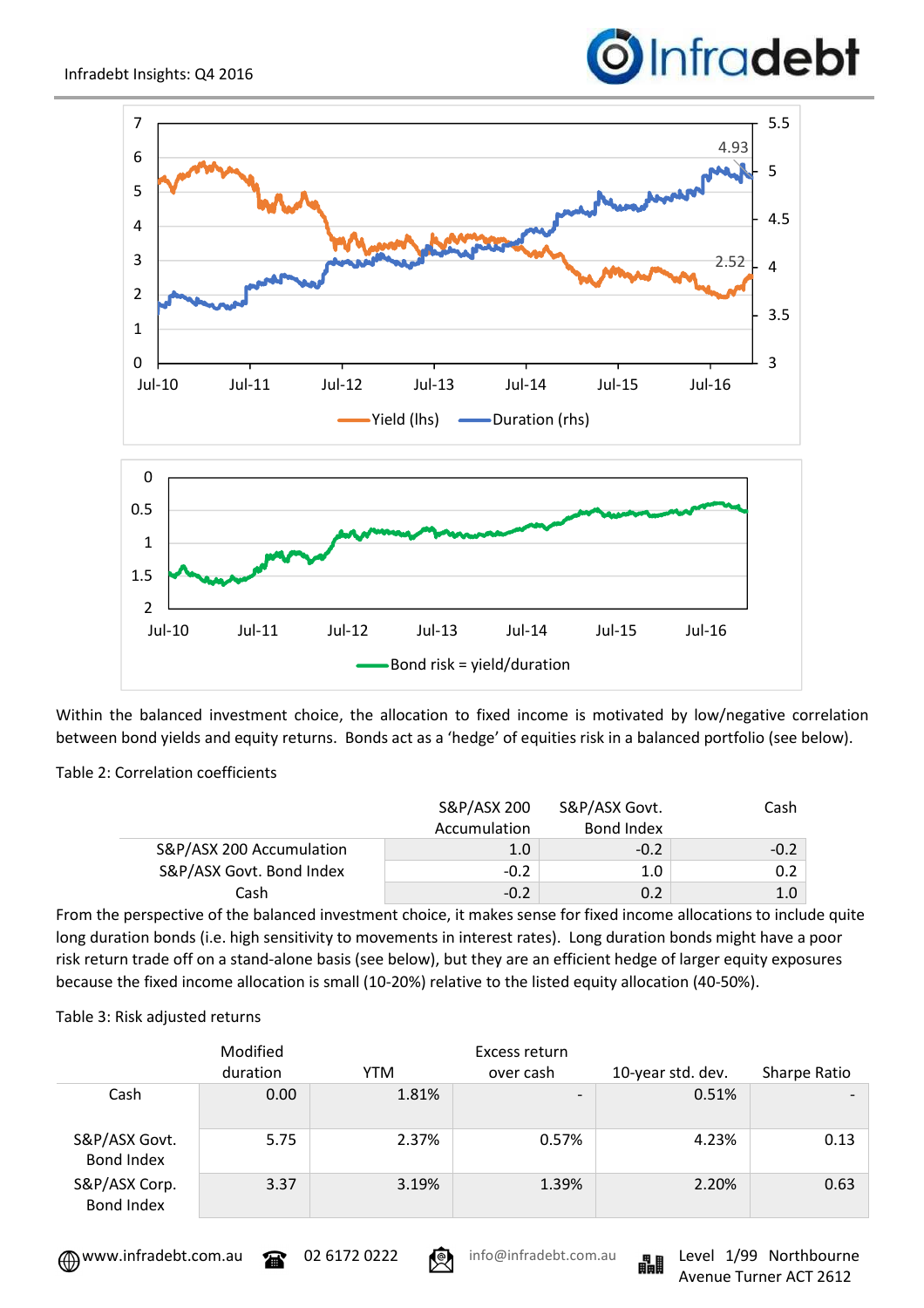Within the balanced investment choice, the allocation to fixed income is motivated by low/negative correlation between bond yields and equity returns. Bonds act as a 'hedge' of equities risk in a balanced portfolio (see below).

Table 2: Correlation coefficients

| | S&P/ASX 200 Accumulation | S&P/ASX Govt. Bond Index | Cash |
|---|---|---|---|
| S&P/ASX 200 Accumulation | 1.0 | -0.2 | -0.2 |
| S&P/ASX Govt. Bond Index | -0.2 | 1.0 | 0.2 |
| Cash | -0.2 | 0.2 | 1.0 |

From the perspective of the balanced investment choice, it makes sense for fixed income allocations to include quite long duration bonds (i.e. high sensitivity to movements in interest rates). Long duration bonds might have a poor risk return trade off on a stand-alone basis (see below), but they are an efficient hedge of larger equity exposures because the fixed income allocation is small (10-20%) relative to the listed equity allocation (40-50%).

Table 3: Risk adjusted returns

| | Modified duration | YTM | Excess return over cash | 10-year std. dev. | Sharpe Ratio |
|---|---|---|---|---|---|
| Cash | 0.00 | 1.81% | - | 0.51% | - |
| S&P/ASX Govt. Bond Index | 5.75 | 2.37% | 0.57% | 4.23% | 0.13 |
| S&P/ASX Corp. Bond Index | 3.37 | 3.19% | 1.39% | 2.20% | 0.63 |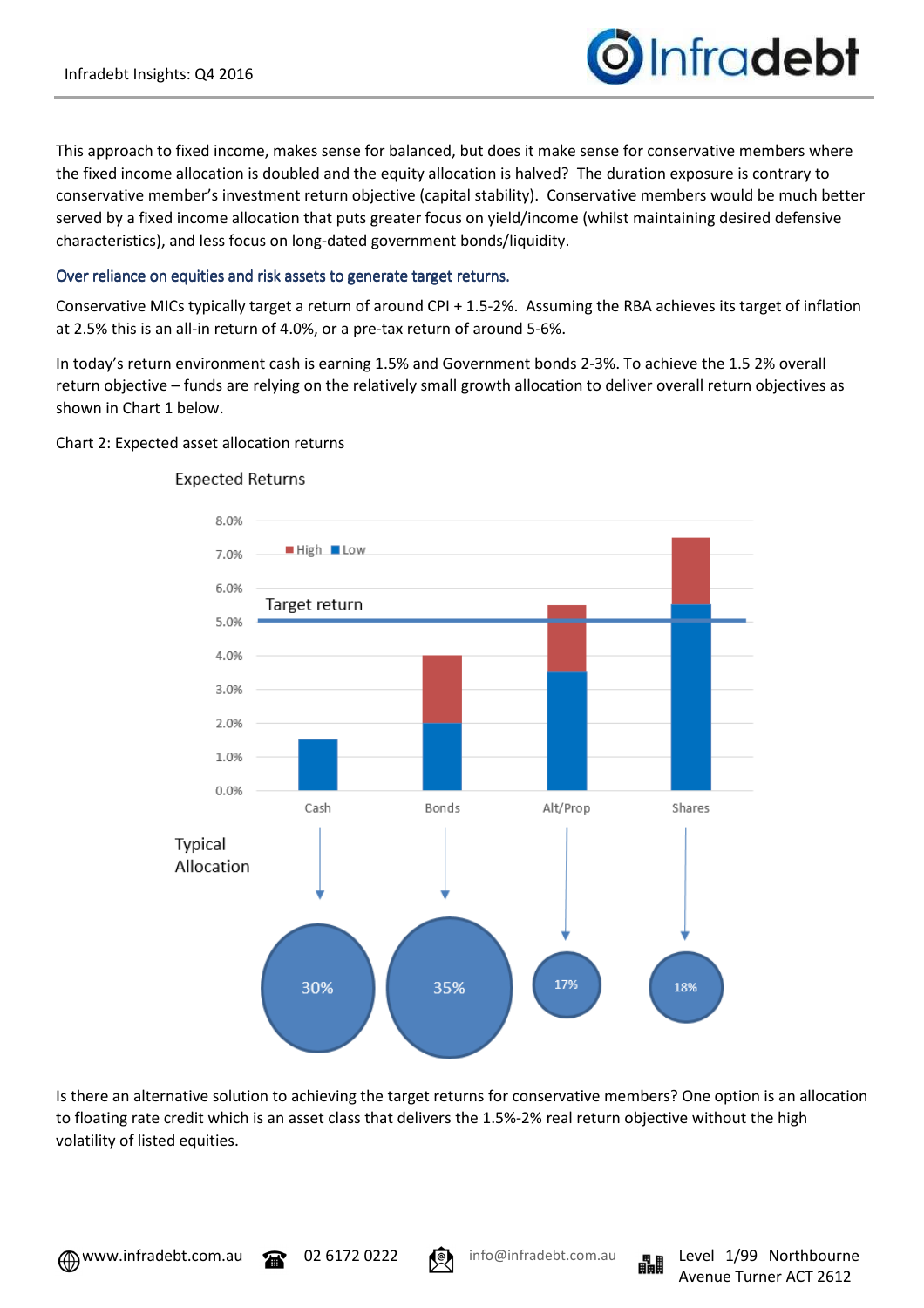This approach to fixed income, makes sense for balanced, but does it make sense for conservative members where the fixed income allocation is doubled and the equity allocation is halved? The duration exposure is contrary to conservative member's investment return objective (capital stability). Conservative members would be much better served by a fixed income allocation that puts greater focus on yield/income (whilst maintaining desired defensive characteristics), and less focus on long-dated government bonds/liquidity.

### Over reliance on equities and risk assets to generate target returns.

Conservative MICs typically target a return of around CPI + 1.5-2%. Assuming the RBA achieves its target of inflation at 2.5% this is an all-in return of 4.0%, or a pre-tax return of around 5-6%.

In today's return environment cash is earning 1.5% and Government bonds 2-3%. To achieve the 1.5 2% overall return objective – funds are relying on the relatively small growth allocation to deliver overall return objectives as shown in Chart 1 below.

Chart 2: Expected asset allocation returns

Expected Returns

| | Low | High | Typical Allocation |
|---|---|---|---|
| Cash | 1.5% | | 30% |
| Bonds | 2.0% | 4.0% | 35% |
| Alt/Prop | 3.5% | 5.5% | 17% |
| Shares | 5.5% | 7.5% | 18% |

Target return: 5.0%

Is there an alternative solution to achieving the target returns for conservative members? One option is an allocation to floating rate credit which is an asset class that delivers the 1.5%-2% real return objective without the high volatility of listed equities.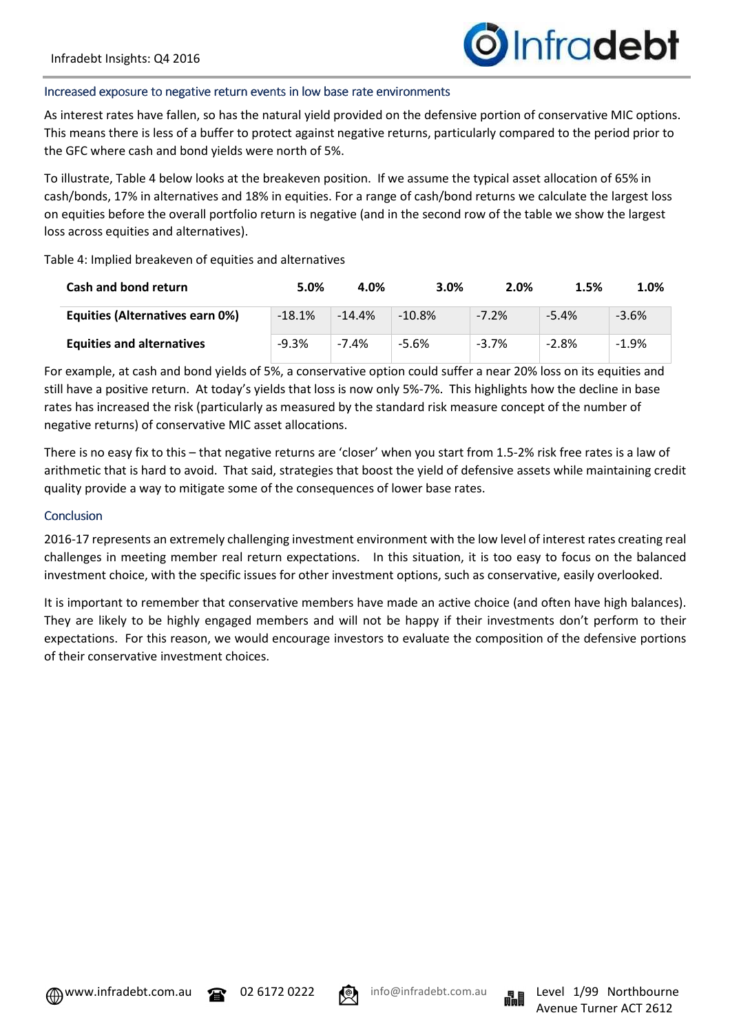## Increased exposure to negative return events in low base rate environments

As interest rates have fallen, so has the natural yield provided on the defensive portion of conservative MIC options. This means there is less of a buffer to protect against negative returns, particularly compared to the period prior to the GFC where cash and bond yields were north of 5%.

To illustrate, Table 4 below looks at the breakeven position. If we assume the typical asset allocation of 65% in cash/bonds, 17% in alternatives and 18% in equities. For a range of cash/bond returns we calculate the largest loss on equities before the overall portfolio return is negative (and in the second row of the table we show the largest loss across equities and alternatives).

Table 4: Implied breakeven of equities and alternatives

| Cash and bond return | 5.0% | 4.0% | 3.0% | 2.0% | 1.5% | 1.0% |
|---|---|---|---|---|---|---|
| **Equities (Alternatives earn 0%)** | -18.1% | -14.4% | -10.8% | -7.2% | -5.4% | -3.6% |
| **Equities and alternatives** | -9.3% | -7.4% | -5.6% | -3.7% | -2.8% | -1.9% |

For example, at cash and bond yields of 5%, a conservative option could suffer a near 20% loss on its equities and still have a positive return. At today's yields that loss is now only 5%-7%. This highlights how the decline in base rates has increased the risk (particularly as measured by the standard risk measure concept of the number of negative returns) of conservative MIC asset allocations.

There is no easy fix to this – that negative returns are 'closer' when you start from 1.5-2% risk free rates is a law of arithmetic that is hard to avoid. That said, strategies that boost the yield of defensive assets while maintaining credit quality provide a way to mitigate some of the consequences of lower base rates.

## Conclusion

2016-17 represents an extremely challenging investment environment with the low level of interest rates creating real challenges in meeting member real return expectations. In this situation, it is too easy to focus on the balanced investment choice, with the specific issues for other investment options, such as conservative, easily overlooked.

It is important to remember that conservative members have made an active choice (and often have high balances). They are likely to be highly engaged members and will not be happy if their investments don't perform to their expectations. For this reason, we would encourage investors to evaluate the composition of the defensive portions of their conservative investment choices.